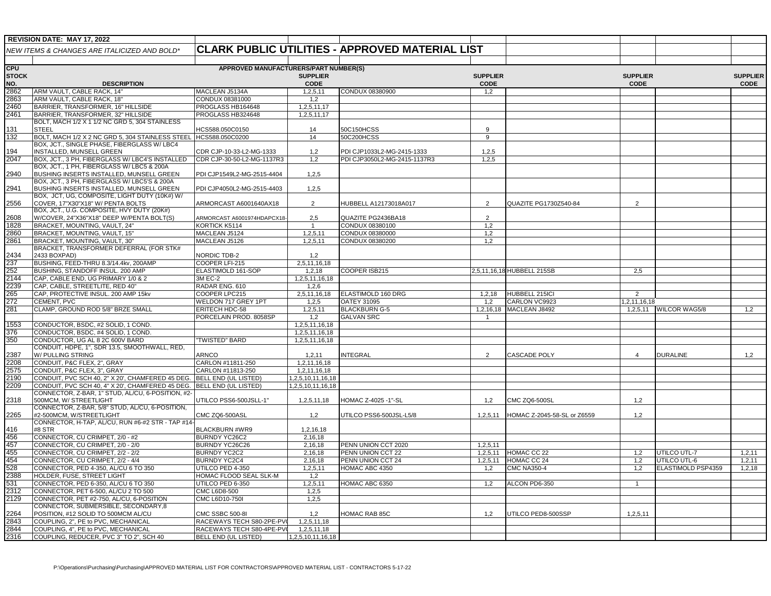**REVISION DATE: MAY 17, 2022**

*NEW ITEMS & CHANGES ARE ITALICIZED AND BOLD**

# CLARK PUBLIC UTILITIES - APPROVED MATERIAL LIST

| CPU STOCK NO. | DESCRIPTION | APPROVED MANUFACTURERS/PART NUMBER(S) | SUPPLIER CODE | | SUPPLIER CODE | | SUPPLIER CODE | | SUPPLIER CODE |
|---|---|---|---|---|---|---|---|---|---|
| 2862 | ARM VAULT, CABLE RACK, 14" | MACLEAN J5134A | 1,2,5,11 | CONDUX 08380900 | 1,2 | | | | |
| 2863 | ARM VAULT, CABLE RACK, 18" | CONDUX 08381000 | 1,2 | | | | | | |
| 2460 | BARRIER, TRANSFORMER, 16" HILLSIDE | PROGLASS HB164648 | 1,2,5,11,17 | | | | | | |
| 2461 | BARRIER, TRANSFORMER, 32" HILLSIDE | PROGLASS HB324648 | 1,2,5,11,17 | | | | | | |
| 131 | BOLT, MACH 1/2 X 1 1/2 NC GRD 5, 304 STAINLESS STEEL | HCS588.050C0150 | 14 | 50C150HCSS | 9 | | | | |
| 132 | BOLT, MACH 1/2 X 2 NC GRD 5, 304 STAINLESS STEEL | HCS588.050C0200 | 14 | 50C200HCSS | 9 | | | | |
| 194 | BOX, JCT., SINGLE PHASE, FIBERGLASS W/ LBC4 INSTALLED, MUNSELL GREEN | CDR CJP-10-33-L2-MG-1333 | 1,2 | PDI CJP1033L2-MG-2415-1333 | 1,2,5 | | | | |
| 2047 | BOX, JCT., 3 PH, FIBERGLASS W/ LBC4'S INSTALLED | CDR CJP-30-50-L2-MG-1137R3 | 1,2 | PDI CJP3050L2-MG-2415-1137R3 | 1,2,5 | | | | |
| 2940 | BOX, JCT., 1 PH, FIBERGLASS W/ LBC5 & 200A BUSHING INSERTS INSTALLED, MUNSELL GREEN | PDI CJP1549L2-MG-2515-4404 | 1,2,5 | | | | | | |
| 2941 | BOX, JCT., 3 PH, FIBERGLASS W/ LBC5'S & 200A BUSHING INSERTS INSTALLED, MUNSELL GREEN | PDI CJP4050L2-MG-2515-4403 | 1,2,5 | | | | | | |
| 2556 | BOX, JCT UG, COMPOSITE, LIGHT DUTY (10K#) W/ COVER, 17"X30"X18" W/ PENTA BOLTS | ARMORCAST A6001640AX18 | 2 | HUBBELL A12173018A017 | 2 | QUAZITE PG1730Z540-84 | 2 | | |
| 2608 | BOX, JCT., U.G. COMPOSITE, HVY DUTY (20K#) W/COVER, 24"X36"X18" DEEP W/PENTA BOLT(S) | ARMORCAST A6001974HDAPCX18- | 2,5 | QUAZITE PG2436BA18 | 2 | | | | |
| 1828 | BRACKET, MOUNTING, VAULT, 24" | KORTICK K5114 | 1 | CONDUX 08380100 | 1,2 | | | | |
| 2860 | BRACKET, MOUNTING, VAULT, 15" | MACLEAN J5124 | 1,2,5,11 | CONDUX 08380000 | 1,2 | | | | |
| 2861 | BRACKET, MOUNTING, VAULT, 30" | MACLEAN J5126 | 1,2,5,11 | CONDUX 08380200 | 1,2 | | | | |
| 2434 | BRACKET, TRANSFORMER DEFERRAL (FOR STK# 2433 BOXPAD) | NORDIC TDB-2 | 1,2 | | | | | | |
| 237 | BUSHING, FEED-THRU 8.3/14.4kv, 200AMP | COOPER LFI-215 | 2,5,11,16,18 | | | | | | |
| 252 | BUSHING, STANDOFF INSUL. 200 AMP | ELASTIMOLD 161-SOP | 1,2,18 | COOPER ISB215 | 2,5,11,16,18 | HUBBELL 215SB | 2,5 | | |
| 2144 | CAP, CABLE END, UG PRIMARY 1/0 & 2 | 3M EC-2 | 1,2,5,11,16,18 | | | | | | |
| 2239 | CAP, CABLE, STREETLITE, RED 40" | RADAR ENG. 610 | 1,2,6 | | | | | | |
| 265 | CAP, PROTECTIVE INSUL. 200 AMP 15kv | COOPER LPC215 | 2,5,11,16,18 | ELASTIMOLD 160 DRG | 1,2,18 | HUBBELL 215ICI | 2 | | |
| 272 | CEMENT, PVC | WELDON 717 GREY 1PT | 1,2,5 | OATEY 31095 | 1,2 | CARLON VC9923 | 1,2,11,16,18 | | |
| 281 | CLAMP, GROUND ROD 5/8" BRZE SMALL | ERITECH HDC-58 | 1,2,5,11 | BLACKBURN G-5 | 1,2,16,18 | MACLEAN J8492 | 1,2,5,11 | WILCOR WAG5/8 | 1,2 |
| | | PORCELAIN PROD. 8058SP | 1,2 | GALVAN SRC | 1 | | | | |
| 1553 | CONDUCTOR, BSDC, #2 SOLID, 1 COND. | | 1,2,5,11,16,18 | | | | | | |
| 376 | CONDUCTOR, BSDC, #4 SOLID, 1 COND. | | 1,2,5,11,16,18 | | | | | | |
| 350 | CONDUCTOR, UG AL 8 2C 600V BARD | "TWISTED" BARD | 1,2,5,11,16,18 | | | | | | |
| 2387 | CONDUIT, HDPE, 1", SDR 13.5, SMOOTHWALL, RED, W/ PULLING STRING | ARNCO | 1,2,11 | INTEGRAL | 2 | CASCADE POLY | 4 | DURALINE | 1,2 |
| 2208 | CONDUIT, P&C FLEX, 2", GRAY | CARLON #11811-250 | 1,2,11,16,18 | | | | | | |
| 2575 | CONDUIT, P&C FLEX, 3", GRAY | CARLON #11813-250 | 1,2,11,16,18 | | | | | | |
| 2190 | CONDUIT, PVC SCH 40, 2" X 20', CHAMFERED 45 DEG. | BELL END (UL LISTED) | 1,2,5,10,11,16,18 | | | | | | |
| 2209 | CONDUIT, PVC SCH 40, 4" X 20', CHAMFERED 45 DEG. | BELL END (UL LISTED) | 1,2,5,10,11,16,18 | | | | | | |
| 2318 | CONNECTOR, Z-BAR, 1" STUD, AL/CU, 6-POSITION, #2-500MCM, W/ STREETLIGHT | UTILCO PSS6-500JSLL-1" | 1,2,5,11,18 | HOMAC Z-4025 -1"-SL | 1,2 | CMC ZQ6-500SL | 1,2 | | |
| 2265 | CONNECTOR, Z-BAR, 5/8" STUD, AL/CU, 6-POSITION, #2-500MCM, W/STREETLIGHT | CMC ZQ6-500ASL | 1,2 | UTILCO PSS6-500JSL-L5/8 | 1,2,5,11 | HOMAC Z-2045-58-SL or Z6559 | 1,2 | | |
| 416 | CONNECTOR, H-TAP, AL/CU, RUN #6-#2 STR - TAP #14-#8 STR | BLACKBURN #WR9 | 1,2,16,18 | | | | | | |
| 456 | CONNECTOR, CU CRIMPET, 2/0 - #2 | BURNDY YC26C2 | 2,16,18 | | | | | | |
| 457 | CONNECTOR, CU CRIMPET, 2/0 - 2/0 | BURNDY YC26C26 | 2,16,18 | PENN UNION CCT 2020 | 1,2,5,11 | | | | |
| 455 | CONNECTOR, CU CRIMPET, 2/2 - 2/2 | BURNDY YC2C2 | 2,16,18 | PENN UNION CCT 22 | 1,2,5,11 | HOMAC CC 22 | 1,2 | UTILCO UTL-7 | 1,2,11 |
| 454 | CONNECTOR, CU CRIMPET, 2/2 - 4/4 | BURNDY YC2C4 | 2,16,18 | PENN UNION CCT 24 | 1,2,5,11 | HOMAC CC 24 | 1,2 | UTILCO UTL-6 | 1,2,11 |
| 528 | CONNECTOR, PED 4-350, AL/CU 6 TO 350 | UTILCO PED 4-350 | 1,2,5,11 | HOMAC ABC 4350 | 1,2 | CMC NA350-4 | 1,2 | ELASTIMOLD PSP4359 | 1,2,18 |
| 2388 | HOLDER, FUSE, STREET LIGHT | HOMAC FLOOD SEAL SLK-M | 1,2 | | | | | | |
| 531 | CONNECTOR, PED 6-350, AL/CU 6 TO 350 | UTILCO PED 6-350 | 1,2,5,11 | HOMAC ABC 6350 | 1,2 | ALCON PD6-350 | 1 | | |
| 2312 | CONNECTOR, PET 6-500, AL/CU 2 TO 500 | CMC L6D8-500 | 1,2,5 | | | | | | |
| 2129 | CONNECTOR, PET #2-750, AL/CU, 6-POSITION | CMC L6D10-750I | 1,2,5 | | | | | | |
| 2264 | CONNECTOR, SUBMERSIBLE, SECONDARY,8 POSITION, #12 SOLID TO 500MCM AL/CU | CMC SSBC 500-8I | 1,2 | HOMAC RAB 85C | 1,2 | UTILCO PED8-500SSP | 1,2,5,11 | | |
| 2843 | COUPLING, 2", PE to PVC, MECHANICAL | RACEWAYS TECH S80-2PE-PV( | 1,2,5,11,18 | | | | | | |
| 2844 | COUPLING, 4", PE to PVC, MECHANICAL | RACEWAYS TECH S80-4PE-PV( | 1,2,5,11,18 | | | | | | |
| 2316 | COUPLING, REDUCER, PVC 3" TO 2", SCH 40 | BELL END (UL LISTED) | 1,2,5,10,11,16,18 | | | | | | |

P:\Operations\Purchasing\Purchasing\APPROVED MATERIAL LIST FOR CONTRACTORS\APPROVED MATERIAL LIST - CONTRACTORS 5-17-22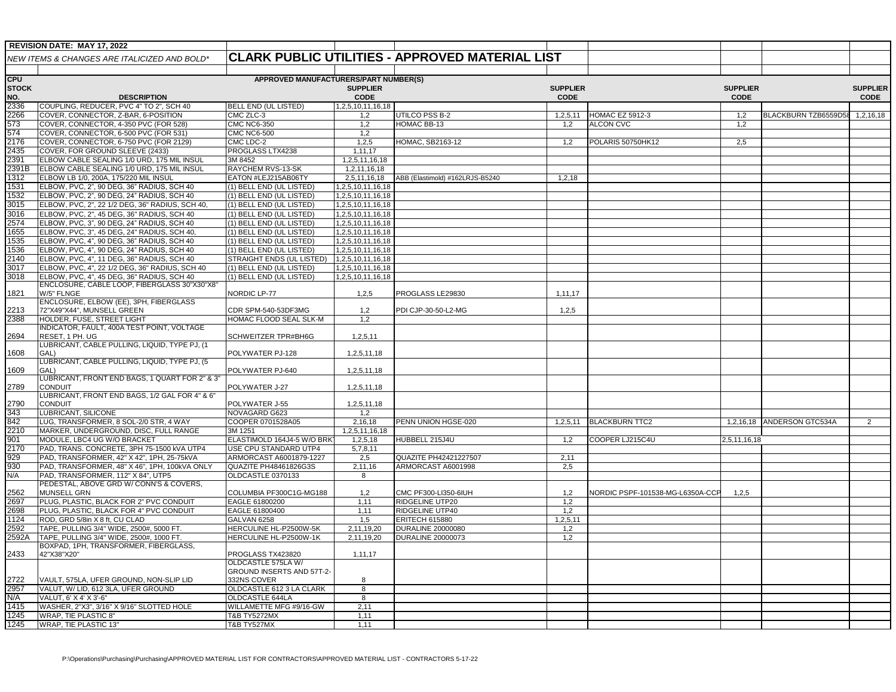REVISION DATE: MAY 17, 2022

*NEW ITEMS & CHANGES ARE ITALICIZED AND BOLD**

# CLARK PUBLIC UTILITIES - APPROVED MATERIAL LIST

| CPU STOCK NO. | DESCRIPTION | APPROVED MANUFACTURERS/PART NUMBER(S) | SUPPLIER CODE | | SUPPLIER CODE | | SUPPLIER CODE | | SUPPLIER CODE |
|---|---|---|---|---|---|---|---|---|---|
| 2336 | COUPLING, REDUCER, PVC 4" TO 2", SCH 40 | BELL END (UL LISTED) | 1,2,5,10,11,16,18 | | | | | | |
| 2266 | COVER, CONNECTOR, Z-BAR, 6-POSITION | CMC ZLC-3 | 1,2 | UTILCO PSS B-2 | 1,2,5,11 | HOMAC EZ 5912-3 | 1,2 | BLACKBURN TZB6559D58 | 1,2,16,18 |
| 573 | COVER, CONNECTOR, 4-350 PVC (FOR 528) | CMC NC6-350 | 1,2 | HOMAC BB-13 | 1,2 | ALCON CVC | 1,2 | | |
| 574 | COVER, CONNECTOR, 6-500 PVC (FOR 531) | CMC NC6-500 | 1,2 | | | | | | |
| 2176 | COVER, CONNECTOR, 6-750 PVC (FOR 2129) | CMC LDC-2 | 1,2,5 | HOMAC, SB2163-12 | 1,2 | POLARIS 50750HK12 | 2,5 | | |
| 2435 | COVER, FOR GROUND SLEEVE (2433) | PROGLASS LTX4238 | 1,11,17 | | | | | | |
| 2391 | ELBOW CABLE SEALING 1/0 URD, 175 MIL INSUL | 3M 8452 | 1,2,5,11,16,18 | | | | | | |
| 2391B | ELBOW CABLE SEALING 1/0 URD, 175 MIL INSUL | RAYCHEM RVS-13-SK | 1,2,11,16,18 | | | | | | |
| 1312 | ELBOW LB 1/0, 200A, 175/220 MIL INSUL | EATON #LEJ215AB06TY | 2,5,11,16,18 | ABB (Elastimold) #162LRJS-B5240 | 1,2,18 | | | | |
| 1531 | ELBOW, PVC, 2", 90 DEG, 36" RADIUS, SCH 40 | (1) BELL END (UL LISTED) | 1,2,5,10,11,16,18 | | | | | | |
| 1532 | ELBOW, PVC, 2", 90 DEG, 24" RADIUS, SCH 40 | (1) BELL END (UL LISTED) | 1,2,5,10,11,16,18 | | | | | | |
| 3015 | ELBOW, PVC, 2", 22 1/2 DEG, 36" RADIUS, SCH 40, | (1) BELL END (UL LISTED) | 1,2,5,10,11,16,18 | | | | | | |
| 3016 | ELBOW, PVC, 2", 45 DEG, 36" RADIUS, SCH 40 | (1) BELL END (UL LISTED) | 1,2,5,10,11,16,18 | | | | | | |
| 2574 | ELBOW, PVC, 3", 90 DEG, 24" RADIUS, SCH 40 | (1) BELL END (UL LISTED) | 1,2,5,10,11,16,18 | | | | | | |
| 1655 | ELBOW, PVC, 3", 45 DEG, 24" RADIUS, SCH 40, | (1) BELL END (UL LISTED) | 1,2,5,10,11,16,18 | | | | | | |
| 1535 | ELBOW, PVC, 4", 90 DEG, 36" RADIUS, SCH 40 | (1) BELL END (UL LISTED) | 1,2,5,10,11,16,18 | | | | | | |
| 1536 | ELBOW, PVC, 4", 90 DEG, 24" RADIUS, SCH 40 | (1) BELL END (UL LISTED) | 1,2,5,10,11,16,18 | | | | | | |
| 2140 | ELBOW, PVC, 4", 11 DEG, 36" RADIUS, SCH 40 | STRAIGHT ENDS (UL LISTED) | 1,2,5,10,11,16,18 | | | | | | |
| 3017 | ELBOW, PVC, 4", 22 1/2 DEG, 36" RADIUS, SCH 40 | (1) BELL END (UL LISTED) | 1,2,5,10,11,16,18 | | | | | | |
| 3018 | ELBOW, PVC, 4", 45 DEG, 36" RADIUS, SCH 40 | (1) BELL END (UL LISTED) | 1,2,5,10,11,16,18 | | | | | | |
| 1821 | ENCLOSURE, CABLE LOOP, FIBERGLASS 30"X30"X8" W/5" FLNGE | NORDIC LP-77 | 1,2,5 | PROGLASS LE29830 | 1,11,17 | | | | |
| 2213 | ENCLOSURE, ELBOW (EE), 3PH, FIBERGLASS 72"X49"X44", MUNSELL GREEN | CDR SPM-540-53DF3MG | 1,2 | PDI CJP-30-50-L2-MG | 1,2,5 | | | | |
| 2388 | HOLDER, FUSE, STREET LIGHT | HOMAC FLOOD SEAL SLK-M | 1,2 | | | | | | |
| 2694 | INDICATOR, FAULT, 400A TEST POINT, VOLTAGE RESET, 1 PH. UG | SCHWEITZER TPR#BH6G | 1,2,5,11 | | | | | | |
| 1608 | LUBRICANT, CABLE PULLING, LIQUID, TYPE PJ, (1 GAL) | POLYWATER PJ-128 | 1,2,5,11,18 | | | | | | |
| 1609 | LUBRICANT, CABLE PULLING, LIQUID, TYPE PJ, (5 GAL) | POLYWATER PJ-640 | 1,2,5,11,18 | | | | | | |
| 2789 | LUBRICANT, FRONT END BAGS, 1 QUART FOR 2" & 3" CONDUIT | POLYWATER J-27 | 1,2,5,11,18 | | | | | | |
| 2790 | LUBRICANT, FRONT END BAGS, 1/2 GAL FOR 4" & 6" CONDUIT | POLYWATER J-55 | 1,2,5,11,18 | | | | | | |
| 343 | LUBRICANT, SILICONE | NOVAGARD G623 | 1,2 | | | | | | |
| 842 | LUG, TRANSFORMER, 8 SOL-2/0 STR, 4 WAY | COOPER 0701528A05 | 2,16,18 | PENN UNION HGSE-020 | 1,2,5,11 | BLACKBURN TTC2 | 1,2,16,18 | ANDERSON GTC534A | 2 |
| 2210 | MARKER, UNDERGROUND, DISC, FULL RANGE | 3M 1251 | 1,2,5,11,16,18 | | | | | | |
| 901 | MODULE, LBC4 UG W/O BRACKET | ELASTIMOLD 164J4-5 W/O BRKT | 1,2,5,18 | HUBBELL 215J4U | 1,2 | COOPER LJ215C4U | 2,5,11,16,18 | | |
| 2170 | PAD, TRANS. CONCRETE, 3PH 75-1500 kVA UTP4 | USE CPU STANDARD UTP4 | 5,7,8,11 | | | | | | |
| 929 | PAD, TRANSFORMER, 42" X 42", 1PH, 25-75kVA | ARMORCAST A6001879-1227 | 2,5 | QUAZITE PH42421227507 | 2,11 | | | | |
| 930 | PAD, TRANSFORMER, 48" X 46", 1PH, 100kVA ONLY | QUAZITE PH48461826G3S | 2,11,16 | ARMORCAST A6001998 | 2,5 | | | | |
| N/A | PAD, TRANSFORMER, 112" X 84", UTP5 | OLDCASTLE 0370133 | 8 | | | | | | |
| 2562 | PEDESTAL, ABOVE GRD W/ CONN'S & COVERS, MUNSELL GRN | COLUMBIA PF300C1G-MG188 | 1,2 | CMC PF300-LI350-6IUH | 1,2 | NORDIC PSPF-101538-MG-L6350A-CCP | 1,2,5 | | |
| 2697 | PLUG, PLASTIC, BLACK FOR 2" PVC CONDUIT | EAGLE 61800200 | 1,11 | RIDGELINE UTP20 | 1,2 | | | | |
| 2698 | PLUG, PLASTIC, BLACK FOR 4" PVC CONDUIT | EAGLE 61800400 | 1,11 | RIDGELINE UTP40 | 1,2 | | | | |
| 1124 | ROD, GRD 5/8in X 8 ft, CU CLAD | GALVAN 6258 | 1,5 | ERITECH 615880 | 1,2,5,11 | | | | |
| 2592 | TAPE, PULLING 3/4" WIDE, 2500#, 5000 FT. | HERCULINE HL-P2500W-5K | 2,11,19,20 | DURALINE 20000080 | 1,2 | | | | |
| 2592A | TAPE, PULLING 3/4" WIDE, 2500#, 1000 FT. | HERCULINE HL-P2500W-1K | 2,11,19,20 | DURALINE 20000073 | 1,2 | | | | |
| 2433 | BOXPAD, 1PH, TRANSFORMER, FIBERGLASS, 42"X38"X20" | PROGLASS TX423820 | 1,11,17 | | | | | | |
| 2722 | VAULT, 575LA, UFER GROUND, NON-SLIP LID | OLDCASTLE 575LA W/ GROUND INSERTS AND 57T-2-332NS COVER | 8 | | | | | | |
| 2957 | VALUT, W/ LID, 612 3LA, UFER GROUND | OLDCASTLE 612 3 LA CLARK | 8 | | | | | | |
| N/A | VALUT, 6' X 4' X 3'-6" | OLDCASTLE 644LA | 8 | | | | | | |
| 1415 | WASHER, 2"X3", 3/16" X 9/16" SLOTTED HOLE | WILLAMETTE MFG #9/16-GW | 2,11 | | | | | | |
| 1245 | WRAP, TIE PLASTIC 8" | T&B TY5272MX | 1,11 | | | | | | |
| 1245 | WRAP, TIE PLASTIC 13" | T&B TY527MX | 1,11 | | | | | | |

P:\Operations\Purchasing\Purchasing\APPROVED MATERIAL LIST FOR CONTRACTORS\APPROVED MATERIAL LIST - CONTRACTORS 5-17-22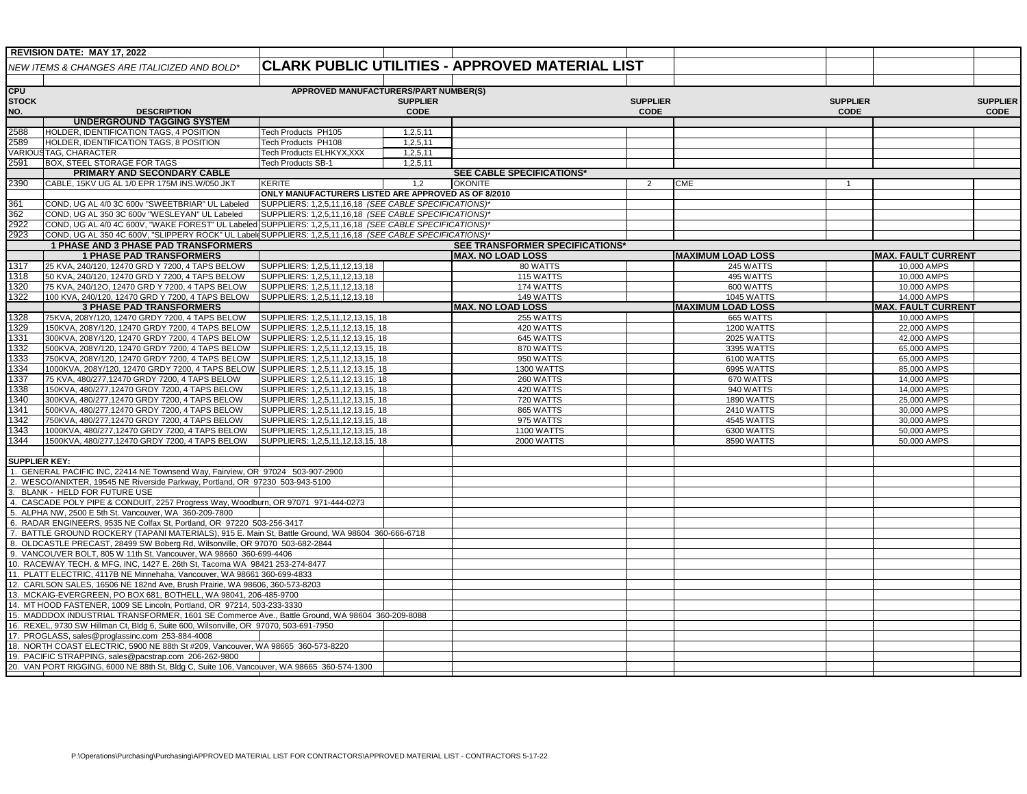REVISION DATE: MAY 17, 2022

*NEW ITEMS & CHANGES ARE ITALICIZED AND BOLD**

# CLARK PUBLIC UTILITIES - APPROVED MATERIAL LIST

| CPU STOCK NO. | DESCRIPTION | APPROVED MANUFACTURERS/PART NUMBER(S) | SUPPLIER CODE | | SUPPLIER CODE | | SUPPLIER CODE | | SUPPLIER CODE |
|---|---|---|---|---|---|---|---|---|---|
| | **UNDERGROUND TAGGING SYSTEM** | | | | | | | | |
| 2588 | HOLDER, IDENTIFICATION TAGS, 4 POSITION | Tech Products PH105 | 1,2,5,11 | | | | | | |
| 2589 | HOLDER, IDENTIFICATION TAGS, 8 POSITION | Tech Products PH108 | 1,2,5,11 | | | | | | |
| VARIOUS | TAG, CHARACTER | Tech Products ELHKYX,XXX | 1,2,5,11 | | | | | | |
| 2591 | BOX, STEEL STORAGE FOR TAGS | Tech Products SB-1 | 1,2,5,11 | | | | | | |
| | **PRIMARY AND SECONDARY CABLE** | | | **SEE CABLE SPECIFICATIONS*** | | | | | |
| 2390 | CABLE, 15KV UG AL 1/0 EPR 175M INS.W/050 JKT | KERITE | 1,2 | OKONITE | 2 | CME | 1 | | |
| | | **ONLY MANUFACTURERS LISTED ARE APPROVED AS OF 8/2010** | | | | | | | |
| 361 | COND, UG AL 4/0 3C 600v "SWEETBRIAR" UL Labeled | SUPPLIERS: 1,2,5,11,16,18 *(SEE CABLE SPECIFICATIONS)** | | | | | | | |
| 362 | COND, UG AL 350 3C 600v "WESLEYAN" UL Labeled | SUPPLIERS: 1,2,5,11,16,18 *(SEE CABLE SPECIFICATIONS)** | | | | | | | |
| 2922 | COND, UG AL 4/0 4C 600V, "WAKE FOREST" UL Labeled | SUPPLIERS: 1,2,5,11,16,18 *(SEE CABLE SPECIFICATIONS)** | | | | | | | |
| 2923 | COND, UG AL 350 4C 600V, "SLIPPERY ROCK" UL Labeled | SUPPLIERS: 1,2,5,11,16,18 *(SEE CABLE SPECIFICATIONS)** | | | | | | | |
| | **1 PHASE AND 3 PHASE PAD TRANSFORMERS** | | | **SEE TRANSFORMER SPECIFICATIONS*** | | | | | |
| | **1 PHASE PAD TRANSFORMERS** | | | **MAX. NO LOAD LOSS** | | **MAXIMUM LOAD LOSS** | | **MAX. FAULT CURRENT** | |
| 1317 | 25 KVA, 240/120, 12470 GRD Y 7200, 4 TAPS BELOW | SUPPLIERS: 1,2,5,11,12,13,18 | | 80 WATTS | | 245 WATTS | | 10,000 AMPS | |
| 1318 | 50 KVA, 240/120, 12470 GRD Y 7200, 4 TAPS BELOW | SUPPLIERS: 1,2,5,11,12,13,18 | | 115 WATTS | | 495 WATTS | | 10,000 AMPS | |
| 1320 | 75 KVA, 240/12O, 12470 GRD Y 7200, 4 TAPS BELOW | SUPPLIERS: 1,2,5,11,12,13,18 | | 174 WATTS | | 600 WATTS | | 10,000 AMPS | |
| 1322 | 100 KVA, 240/120, 12470 GRD Y 7200, 4 TAPS BELOW | SUPPLIERS: 1,2,5,11,12,13,18 | | 149 WATTS | | 1045 WATTS | | 14,000 AMPS | |
| | **3 PHASE PAD TRANSFORMERS** | | | **MAX. NO LOAD LOSS** | | **MAXIMUM LOAD LOSS** | | **MAX. FAULT CURRENT** | |
| 1328 | 75KVA, 208Y/120, 12470 GRDY 7200, 4 TAPS BELOW | SUPPLIERS: 1,2,5,11,12,13,15, 18 | | 255 WATTS | | 665 WATTS | | 10,000 AMPS | |
| 1329 | 150KVA, 208Y/120, 12470 GRDY 7200, 4 TAPS BELOW | SUPPLIERS: 1,2,5,11,12,13,15, 18 | | 420 WATTS | | 1200 WATTS | | 22,000 AMPS | |
| 1331 | 300KVA, 208Y/120, 12470 GRDY 7200, 4 TAPS BELOW | SUPPLIERS: 1,2,5,11,12,13,15, 18 | | 645 WATTS | | 2025 WATTS | | 42,000 AMPS | |
| 1332 | 500KVA, 208Y/120, 12470 GRDY 7200, 4 TAPS BELOW | SUPPLIERS: 1,2,5,11,12,13,15, 18 | | 870 WATTS | | 3395 WATTS | | 65,000 AMPS | |
| 1333 | 750KVA, 208Y/120, 12470 GRDY 7200, 4 TAPS BELOW | SUPPLIERS: 1,2,5,11,12,13,15, 18 | | 950 WATTS | | 6100 WATTS | | 65,000 AMPS | |
| 1334 | 1000KVA, 208Y/120, 12470 GRDY 7200, 4 TAPS BELOW | SUPPLIERS: 1,2,5,11,12,13,15, 18 | | 1300 WATTS | | 6995 WATTS | | 85,000 AMPS | |
| 1337 | 75 KVA, 480/277,12470 GRDY 7200, 4 TAPS BELOW | SUPPLIERS: 1,2,5,11,12,13,15, 18 | | 260 WATTS | | 670 WATTS | | 14,000 AMPS | |
| 1338 | 150KVA, 480/277,12470 GRDY 7200, 4 TAPS BELOW | SUPPLIERS: 1,2,5,11,12,13,15, 18 | | 420 WATTS | | 940 WATTS | | 14,000 AMPS | |
| 1340 | 300KVA, 480/277,12470 GRDY 7200, 4 TAPS BELOW | SUPPLIERS: 1,2,5,11,12,13,15, 18 | | 720 WATTS | | 1890 WATTS | | 25,000 AMPS | |
| 1341 | 500KVA, 480/277,12470 GRDY 7200, 4 TAPS BELOW | SUPPLIERS: 1,2,5,11,12,13,15, 18 | | 865 WATTS | | 2410 WATTS | | 30,000 AMPS | |
| 1342 | 750KVA, 480/277,12470 GRDY 7200, 4 TAPS BELOW | SUPPLIERS: 1,2,5,11,12,13,15, 18 | | 975 WATTS | | 4545 WATTS | | 30,000 AMPS | |
| 1343 | 1000KVA, 480/277,12470 GRDY 7200, 4 TAPS BELOW | SUPPLIERS: 1,2,5,11,12,13,15, 18 | | 1100 WATTS | | 6300 WATTS | | 50,000 AMPS | |
| 1344 | 1500KVA, 480/277,12470 GRDY 7200, 4 TAPS BELOW | SUPPLIERS: 1,2,5,11,12,13,15, 18 | | 2000 WATTS | | 8590 WATTS | | 50,000 AMPS | |

**SUPPLIER KEY:**

1. GENERAL PACIFIC INC, 22414 NE Townsend Way, Fairview, OR 97024 503-907-2900
2. WESCO/ANIXTER, 19545 NE Riverside Parkway, Portland, OR 97230 503-943-5100
3. BLANK - HELD FOR FUTURE USE
4. CASCADE POLY PIPE & CONDUIT, 2257 Progress Way, Woodburn, OR 97071 971-444-0273
5. ALPHA NW, 2500 E 5th St. Vancouver, WA 360-209-7800
6. RADAR ENGINEERS, 9535 NE Colfax St, Portland, OR 97220 503-256-3417
7. BATTLE GROUND ROCKERY (TAPANI MATERIALS), 915 E. Main St, Battle Ground, WA 98604 360-666-6718
8. OLDCASTLE PRECAST, 28499 SW Boberg Rd, Wilsonville, OR 97070 503-682-2844
9. VANCOUVER BOLT, 805 W 11th St, Vancouver, WA 98660 360-699-4406
10. RACEWAY TECH. & MFG, INC, 1427 E. 26th St, Tacoma WA 98421 253-274-8477
11. PLATT ELECTRIC, 4117B NE Minnehaha, Vancouver, WA 98661 360-699-4833
12. CARLSON SALES, 16506 NE 182nd Ave, Brush Prairie, WA 98606, 360-573-8203
13. MCKAIG-EVERGREEN, PO BOX 681, BOTHELL, WA 98041, 206-485-9700
14. MT HOOD FASTENER, 1009 SE Lincoln, Portland, OR 97214, 503-233-3330
15. MADDDOX INDUSTRIAL TRANSFORMER, 1601 SE Commerce Ave., Battle Ground, WA 98604 360-209-8088
16. REXEL, 9730 SW Hillman Ct, Bldg 6, Suite 600, Wilsonville, OR 97070, 503-691-7950
17. PROGLASS, sales@proglassinc.com 253-884-4008
18. NORTH COAST ELECTRIC, 5900 NE 88th St #209, Vancouver, WA 98665 360-573-8220
19. PACIFIC STRAPPING, sales@pacstrap.com 206-262-9800
20. VAN PORT RIGGING, 6000 NE 88th St, Bldg C, Suite 106, Vancouver, WA 98665 360-574-1300

P:\Operations\Purchasing\Purchasing\APPROVED MATERIAL LIST FOR CONTRACTORS\APPROVED MATERIAL LIST - CONTRACTORS 5-17-22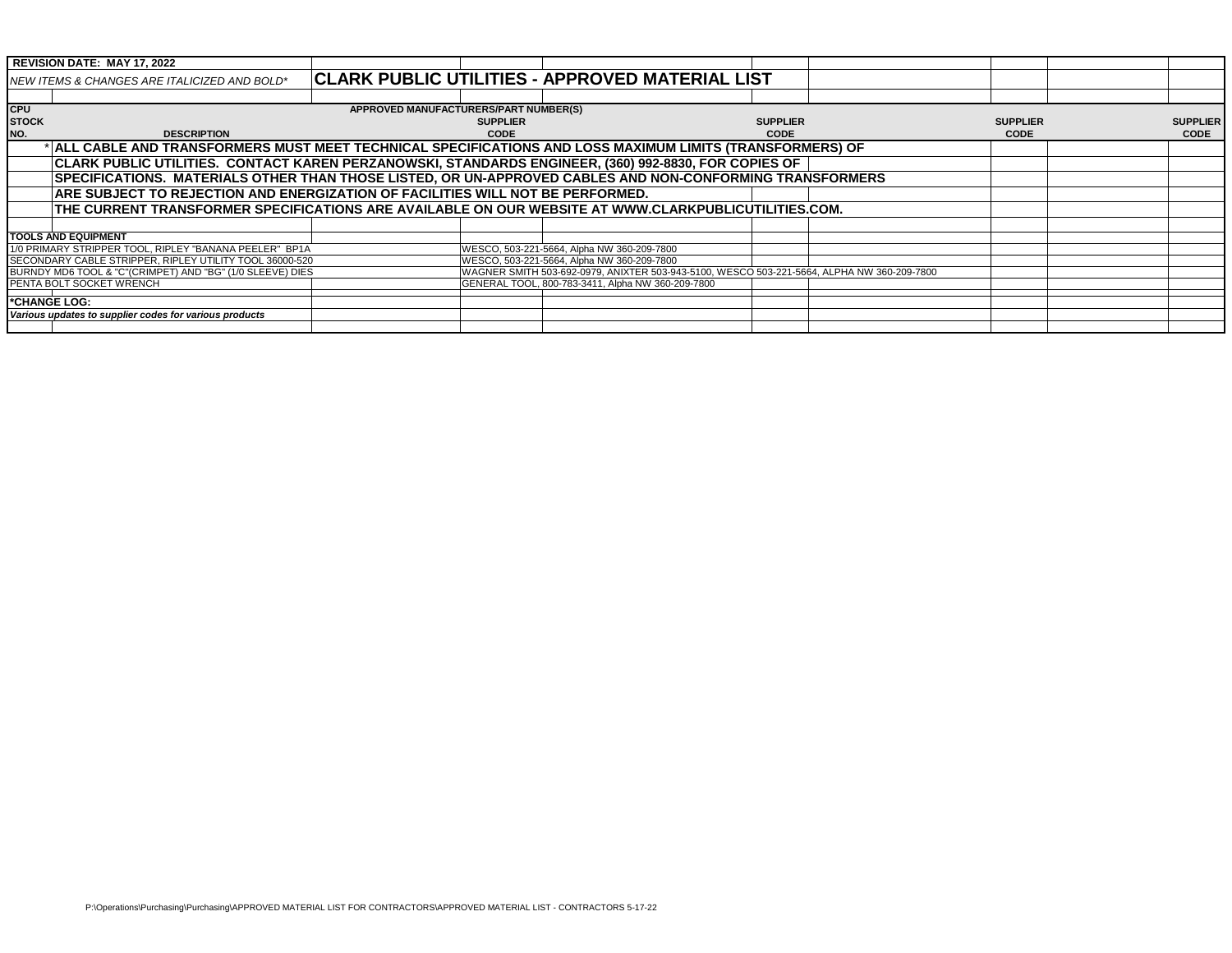**REVISION DATE: MAY 17, 2022**

*NEW ITEMS & CHANGES ARE ITALICIZED AND BOLD**

# CLARK PUBLIC UTILITIES - APPROVED MATERIAL LIST

| CPU STOCK NO. | DESCRIPTION | APPROVED MANUFACTURERS/PART NUMBER(S) | SUPPLIER CODE | | SUPPLIER CODE | | SUPPLIER CODE | | SUPPLIER CODE |
|---|---|---|---|---|---|---|---|---|---|
| * | **ALL CABLE AND TRANSFORMERS MUST MEET TECHNICAL SPECIFICATIONS AND LOSS MAXIMUM LIMITS (TRANSFORMERS) OF CLARK PUBLIC UTILITIES. CONTACT KAREN PERZANOWSKI, STANDARDS ENGINEER, (360) 992-8830, FOR COPIES OF SPECIFICATIONS. MATERIALS OTHER THAN THOSE LISTED, OR UN-APPROVED CABLES AND NON-CONFORMING TRANSFORMERS ARE SUBJECT TO REJECTION AND ENERGIZATION OF FACILITIES WILL NOT BE PERFORMED.** | | | | | | | | |
| | **THE CURRENT TRANSFORMER SPECIFICATIONS ARE AVAILABLE ON OUR WEBSITE AT WWW.CLARKPUBLICUTILITIES.COM.** | | | | | | | | |
| **TOOLS AND EQUIPMENT** | | | | | | | | | |
| 1/0 PRIMARY STRIPPER TOOL, RIPLEY "BANANA PEELER" BP1A | | | WESCO, 503-221-5664, Alpha NW 360-209-7800 | | | | | | |
| SECONDARY CABLE STRIPPER, RIPLEY UTILITY TOOL 36000-520 | | | WESCO, 503-221-5664, Alpha NW 360-209-7800 | | | | | | |
| BURNDY MD6 TOOL & "C"(CRIMPET) AND "BG" (1/0 SLEEVE) DIES | | | WAGNER SMITH 503-692-0979, ANIXTER 503-943-5100, WESCO 503-221-5664, ALPHA NW 360-209-7800 | | | | | | |
| PENTA BOLT SOCKET WRENCH | | | GENERAL TOOL, 800-783-3411, Alpha NW 360-209-7800 | | | | | | |
| **\*CHANGE LOG:** | | | | | | | | | |
| ***Various updates to supplier codes for various products*** | | | | | | | | | |

P:\Operations\Purchasing\Purchasing\APPROVED MATERIAL LIST FOR CONTRACTORS\APPROVED MATERIAL LIST - CONTRACTORS 5-17-22